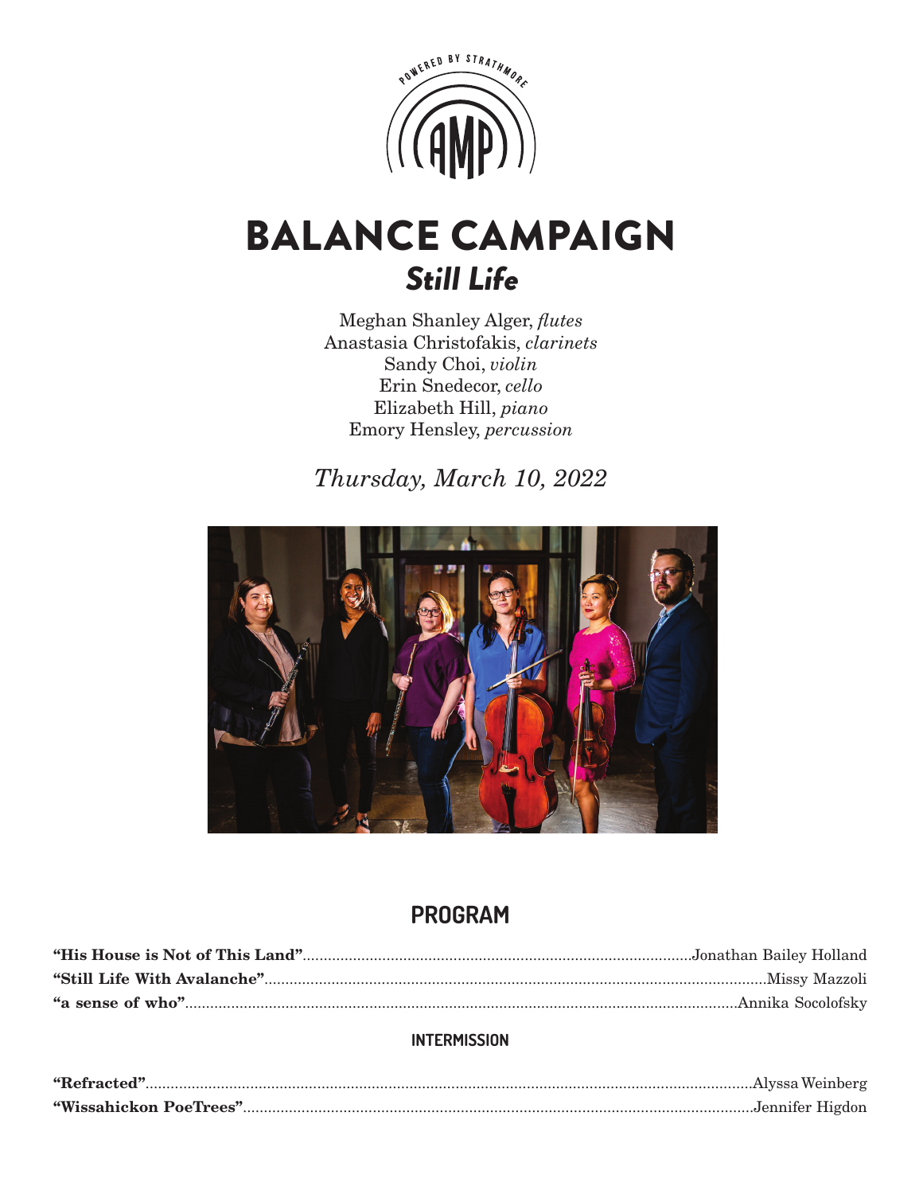POWERED BY STRATHMORE

AMP

# BALANCE CAMPAIGN

## *Still Life*

Meghan Shanley Alger, *flutes*
Anastasia Christofakis, *clarinets*
Sandy Choi, *violin*
Erin Snedecor, *cello*
Elizabeth Hill, *piano*
Emory Hensley, *percussion*

*Thursday, March 10, 2022*

## PROGRAM

**"His House is Not of This Land"**............Jonathan Bailey Holland
**"Still Life With Avalanche"**............Missy Mazzoli
**"a sense of who"**............Annika Socolofsky

### INTERMISSION

**"Refracted"**............Alyssa Weinberg
**"Wissahickon PoeTrees"**............Jennifer Higdon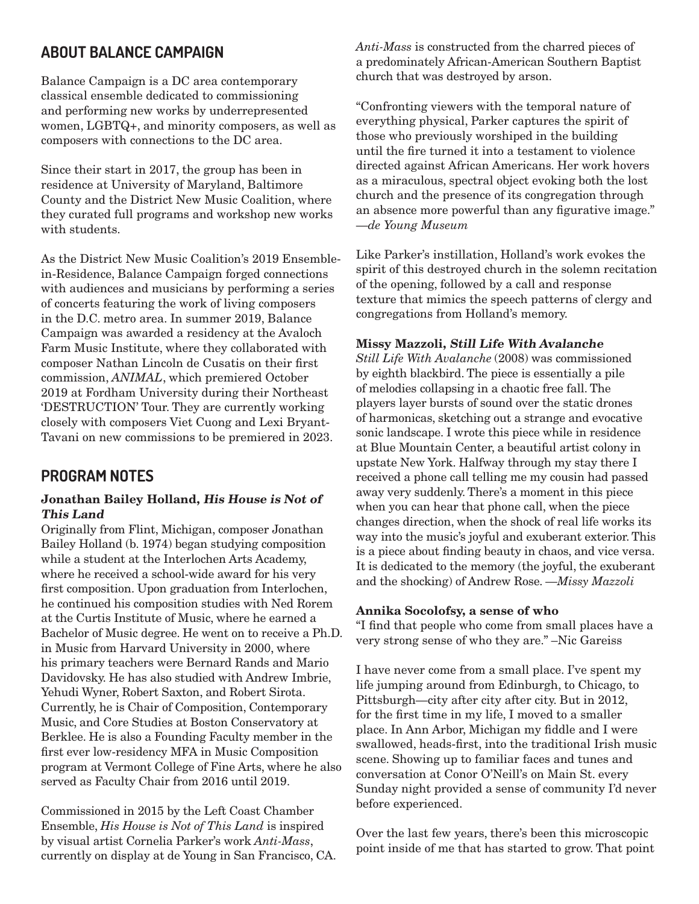## ABOUT BALANCE CAMPAIGN

Balance Campaign is a DC area contemporary classical ensemble dedicated to commissioning and performing new works by underrepresented women, LGBTQ+, and minority composers, as well as composers with connections to the DC area.

Since their start in 2017, the group has been in residence at University of Maryland, Baltimore County and the District New Music Coalition, where they curated full programs and workshop new works with students.

As the District New Music Coalition's 2019 Ensemble-in-Residence, Balance Campaign forged connections with audiences and musicians by performing a series of concerts featuring the work of living composers in the D.C. metro area. In summer 2019, Balance Campaign was awarded a residency at the Avaloch Farm Music Institute, where they collaborated with composer Nathan Lincoln de Cusatis on their first commission, *ANIMAL*, which premiered October 2019 at Fordham University during their Northeast 'DESTRUCTION' Tour. They are currently working closely with composers Viet Cuong and Lexi Bryant-Tavani on new commissions to be premiered in 2023.

## PROGRAM NOTES

### Jonathan Bailey Holland, *His House is Not of This Land*

Originally from Flint, Michigan, composer Jonathan Bailey Holland (b. 1974) began studying composition while a student at the Interlochen Arts Academy, where he received a school-wide award for his very first composition. Upon graduation from Interlochen, he continued his composition studies with Ned Rorem at the Curtis Institute of Music, where he earned a Bachelor of Music degree. He went on to receive a Ph.D. in Music from Harvard University in 2000, where his primary teachers were Bernard Rands and Mario Davidovsky. He has also studied with Andrew Imbrie, Yehudi Wyner, Robert Saxton, and Robert Sirota. Currently, he is Chair of Composition, Contemporary Music, and Core Studies at Boston Conservatory at Berklee. He is also a Founding Faculty member in the first ever low-residency MFA in Music Composition program at Vermont College of Fine Arts, where he also served as Faculty Chair from 2016 until 2019.

Commissioned in 2015 by the Left Coast Chamber Ensemble, *His House is Not of This Land* is inspired by visual artist Cornelia Parker's work *Anti-Mass*, currently on display at de Young in San Francisco, CA. *Anti-Mass* is constructed from the charred pieces of a predominately African-American Southern Baptist church that was destroyed by arson.

"Confronting viewers with the temporal nature of everything physical, Parker captures the spirit of those who previously worshiped in the building until the fire turned it into a testament to violence directed against African Americans. Her work hovers as a miraculous, spectral object evoking both the lost church and the presence of its congregation through an absence more powerful than any figurative image." *—de Young Museum*

Like Parker's instillation, Holland's work evokes the spirit of this destroyed church in the solemn recitation of the opening, followed by a call and response texture that mimics the speech patterns of clergy and congregations from Holland's memory.

### Missy Mazzoli, *Still Life With Avalanche*

*Still Life With Avalanche* (2008) was commissioned by eighth blackbird. The piece is essentially a pile of melodies collapsing in a chaotic free fall. The players layer bursts of sound over the static drones of harmonicas, sketching out a strange and evocative sonic landscape. I wrote this piece while in residence at Blue Mountain Center, a beautiful artist colony in upstate New York. Halfway through my stay there I received a phone call telling me my cousin had passed away very suddenly. There's a moment in this piece when you can hear that phone call, when the piece changes direction, when the shock of real life works its way into the music's joyful and exuberant exterior. This is a piece about finding beauty in chaos, and vice versa. It is dedicated to the memory (the joyful, the exuberant and the shocking) of Andrew Rose. *—Missy Mazzoli*

### Annika Socolofsy, a sense of who

"I find that people who come from small places have a very strong sense of who they are." –Nic Gareiss

I have never come from a small place. I've spent my life jumping around from Edinburgh, to Chicago, to Pittsburgh—city after city after city. But in 2012, for the first time in my life, I moved to a smaller place. In Ann Arbor, Michigan my fiddle and I were swallowed, heads-first, into the traditional Irish music scene. Showing up to familiar faces and tunes and conversation at Conor O'Neill's on Main St. every Sunday night provided a sense of community I'd never before experienced.

Over the last few years, there's been this microscopic point inside of me that has started to grow. That point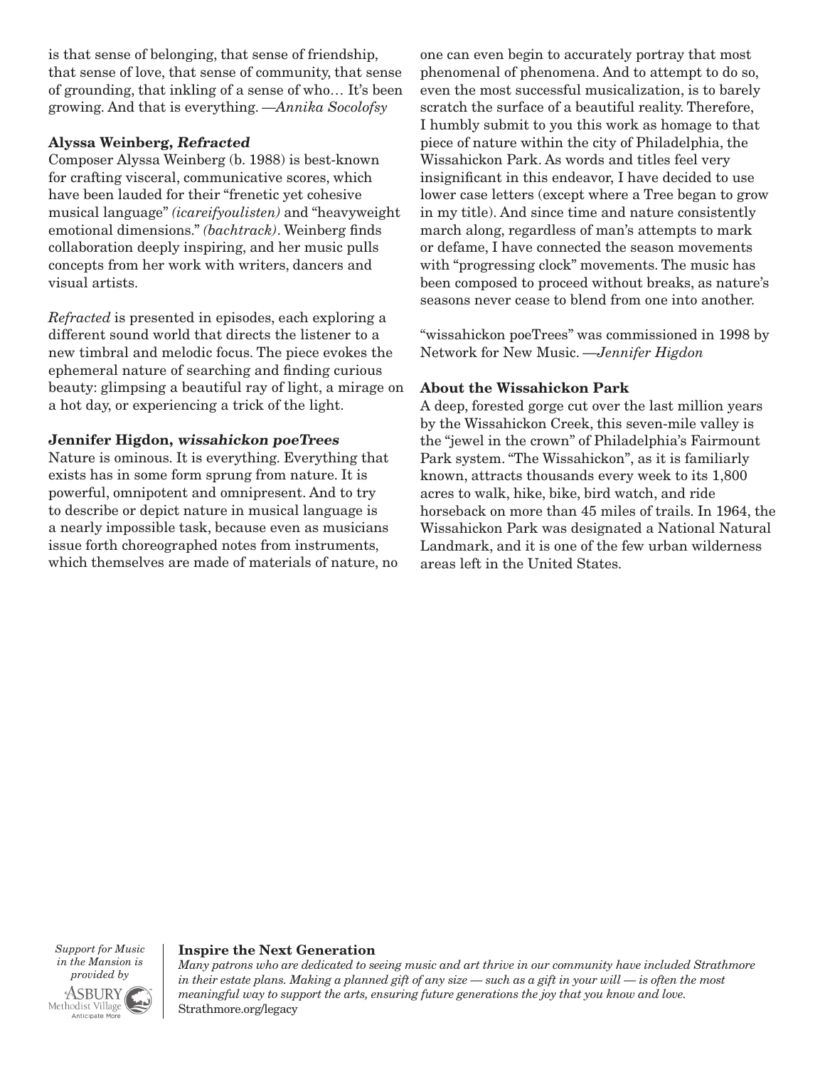is that sense of belonging, that sense of friendship, that sense of love, that sense of community, that sense of grounding, that inkling of a sense of who… It's been growing. And that is everything. —*Annika Socolofsy*

**Alyssa Weinberg, *Refracted***

Composer Alyssa Weinberg (b. 1988) is best-known for crafting visceral, communicative scores, which have been lauded for their "frenetic yet cohesive musical language" *(icareifyoulisten)* and "heavyweight emotional dimensions." *(bachtrack)*. Weinberg finds collaboration deeply inspiring, and her music pulls concepts from her work with writers, dancers and visual artists.

*Refracted* is presented in episodes, each exploring a different sound world that directs the listener to a new timbral and melodic focus. The piece evokes the ephemeral nature of searching and finding curious beauty: glimpsing a beautiful ray of light, a mirage on a hot day, or experiencing a trick of the light.

**Jennifer Higdon, *wissahickon poeTrees***

Nature is ominous. It is everything. Everything that exists has in some form sprung from nature. It is powerful, omnipotent and omnipresent. And to try to describe or depict nature in musical language is a nearly impossible task, because even as musicians issue forth choreographed notes from instruments, which themselves are made of materials of nature, no one can even begin to accurately portray that most phenomenal of phenomena. And to attempt to do so, even the most successful musicalization, is to barely scratch the surface of a beautiful reality. Therefore, I humbly submit to you this work as homage to that piece of nature within the city of Philadelphia, the Wissahickon Park. As words and titles feel very insignificant in this endeavor, I have decided to use lower case letters (except where a Tree began to grow in my title). And since time and nature consistently march along, regardless of man's attempts to mark or defame, I have connected the season movements with "progressing clock" movements. The music has been composed to proceed without breaks, as nature's seasons never cease to blend from one into another.

"wissahickon poeTrees" was commissioned in 1998 by Network for New Music. —*Jennifer Higdon*

**About the Wissahickon Park**

A deep, forested gorge cut over the last million years by the Wissahickon Creek, this seven-mile valley is the "jewel in the crown" of Philadelphia's Fairmount Park system. "The Wissahickon", as it is familiarly known, attracts thousands every week to its 1,800 acres to walk, hike, bike, bird watch, and ride horseback on more than 45 miles of trails. In 1964, the Wissahickon Park was designated a National Natural Landmark, and it is one of the few urban wilderness areas left in the United States.

*Support for Music in the Mansion is provided by*

ASBURY Methodist Village
Anticipate More

**Inspire the Next Generation**

*Many patrons who are dedicated to seeing music and art thrive in our community have included Strathmore in their estate plans. Making a planned gift of any size — such as a gift in your will — is often the most meaningful way to support the arts, ensuring future generations the joy that you know and love.*
Strathmore.org/legacy